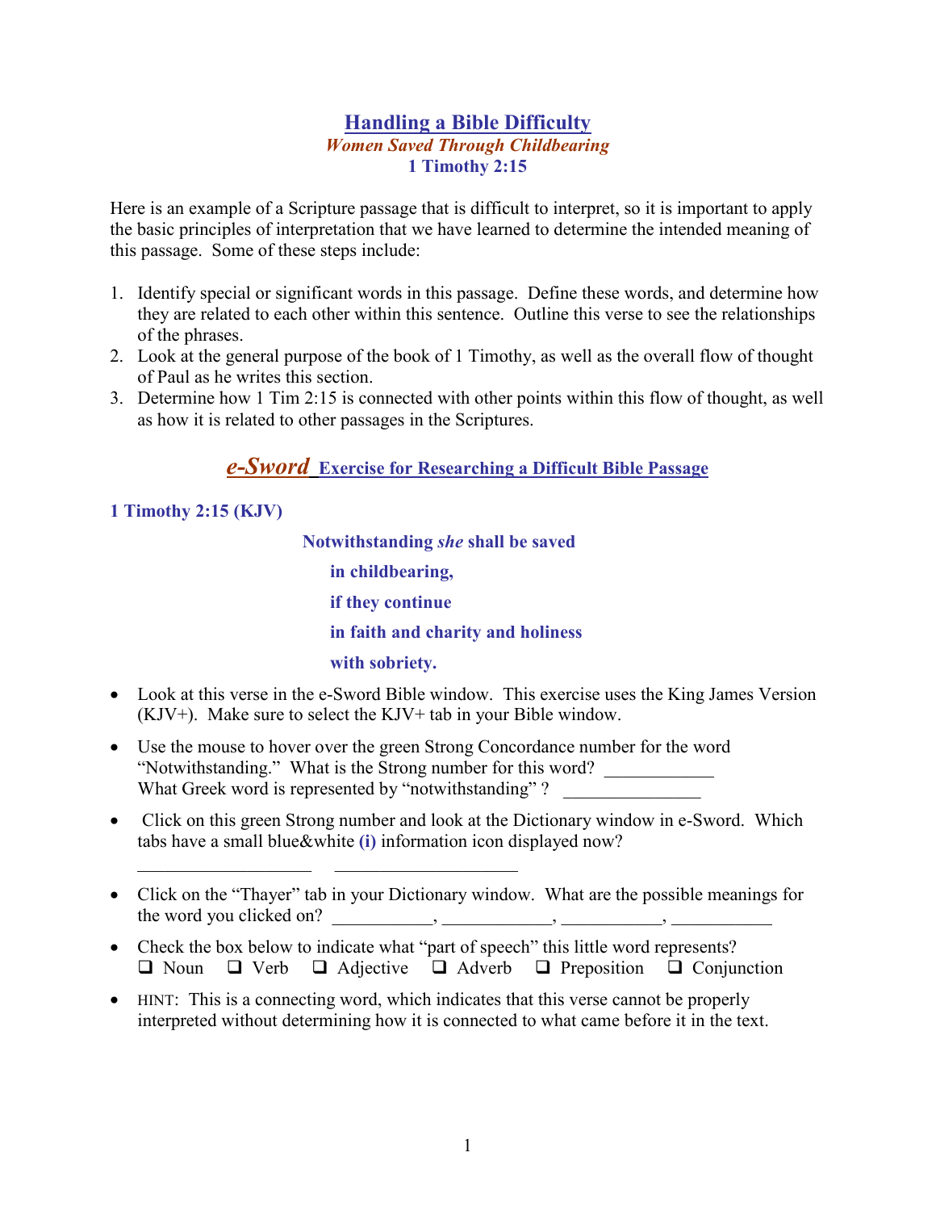# Handling a Bible Difficulty

***Women Saved Through Childbearing***

**1 Timothy 2:15**

Here is an example of a Scripture passage that is difficult to interpret, so it is important to apply the basic principles of interpretation that we have learned to determine the intended meaning of this passage. Some of these steps include:

1. Identify special or significant words in this passage. Define these words, and determine how they are related to each other within this sentence. Outline this verse to see the relationships of the phrases.
2. Look at the general purpose of the book of 1 Timothy, as well as the overall flow of thought of Paul as he writes this section.
3. Determine how 1 Tim 2:15 is connected with other points within this flow of thought, as well as how it is related to other passages in the Scriptures.

## *e-Sword* Exercise for Researching a Difficult Bible Passage

**1 Timothy 2:15 (KJV)**

**Notwithstanding *she* shall be saved**
**in childbearing,**
**if they continue**
**in faith and charity and holiness**
**with sobriety.**

- Look at this verse in the e-Sword Bible window. This exercise uses the King James Version (KJV+). Make sure to select the KJV+ tab in your Bible window.
- Use the mouse to hover over the green Strong Concordance number for the word "Notwithstanding." What is the Strong number for this word? ___________
  What Greek word is represented by "notwithstanding" ? _______________
- Click on this green Strong number and look at the Dictionary window in e-Sword. Which tabs have a small blue&white **(i)** information icon displayed now?
  __________________ ___________________
- Click on the "Thayer" tab in your Dictionary window. What are the possible meanings for the word you clicked on? __________, ___________, __________, __________
- Check the box below to indicate what "part of speech" this little word represents?
  ❑ Noun ❑ Verb ❑ Adjective ❑ Adverb ❑ Preposition ❑ Conjunction
- HINT: This is a connecting word, which indicates that this verse cannot be properly interpreted without determining how it is connected to what came before it in the text.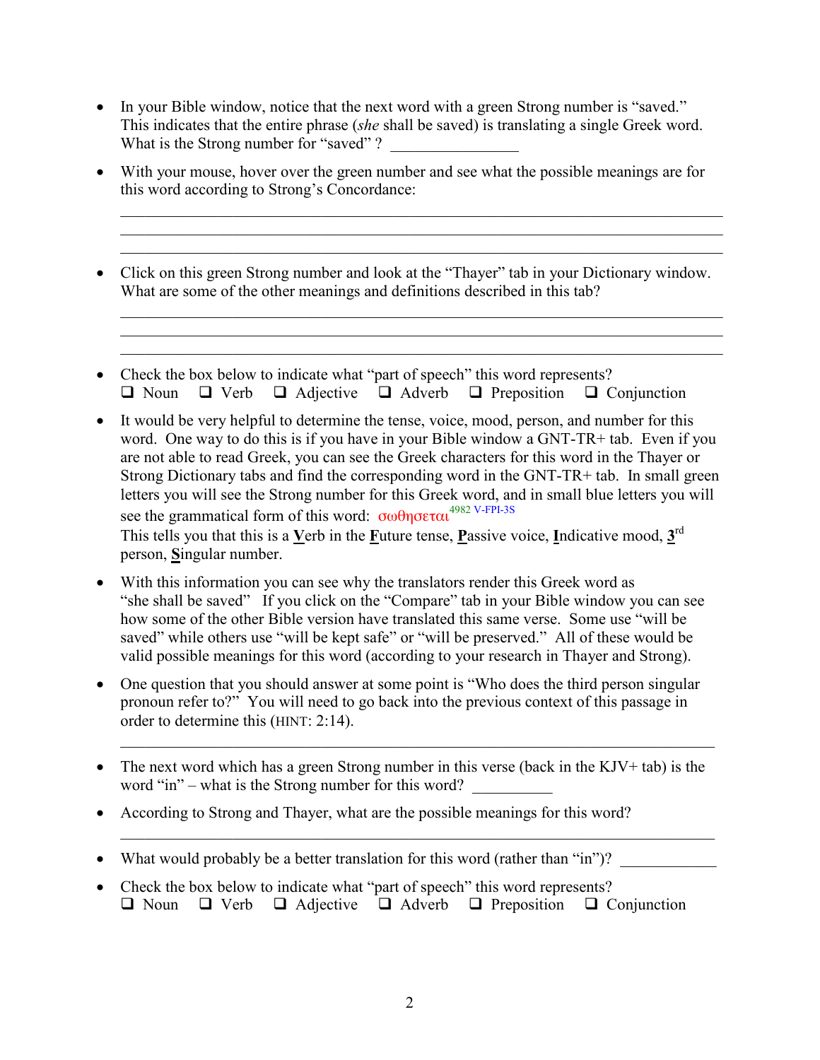- In your Bible window, notice that the next word with a green Strong number is "saved." This indicates that the entire phrase (*she* shall be saved) is translating a single Greek word. What is the Strong number for "saved" ? ________________

- With your mouse, hover over the green number and see what the possible meanings are for this word according to Strong's Concordance:

  ______________________________________________________________________________
  ______________________________________________________________________________
  ______________________________________________________________________________

- Click on this green Strong number and look at the "Thayer" tab in your Dictionary window. What are some of the other meanings and definitions described in this tab?

  ______________________________________________________________________________
  ______________________________________________________________________________
  ______________________________________________________________________________

- Check the box below to indicate what "part of speech" this word represents?
  ❑ Noun ❑ Verb ❑ Adjective ❑ Adverb ❑ Preposition ❑ Conjunction

- It would be very helpful to determine the tense, voice, mood, person, and number for this word. One way to do this is if you have in your Bible window a GNT-TR+ tab. Even if you are not able to read Greek, you can see the Greek characters for this word in the Thayer or Strong Dictionary tabs and find the corresponding word in the GNT-TR+ tab. In small green letters you will see the Strong number for this Greek word, and in small blue letters you will see the grammatical form of this word: σωθησεται 4982 V-FPI-3S
  This tells you that this is a **V**erb in the **F**uture tense, **P**assive voice, **I**ndicative mood, **3**rd person, **S**ingular number.

- With this information you can see why the translators render this Greek word as "she shall be saved" If you click on the "Compare" tab in your Bible window you can see how some of the other Bible version have translated this same verse. Some use "will be saved" while others use "will be kept safe" or "will be preserved." All of these would be valid possible meanings for this word (according to your research in Thayer and Strong).

- One question that you should answer at some point is "Who does the third person singular pronoun refer to?" You will need to go back into the previous context of this passage in order to determine this (HINT: 2:14).

  ______________________________________________________________________________

- The next word which has a green Strong number in this verse (back in the KJV+ tab) is the word "in" – what is the Strong number for this word? __________

- According to Strong and Thayer, what are the possible meanings for this word?

  ______________________________________________________________________________

- What would probably be a better translation for this word (rather than "in")? ____________

- Check the box below to indicate what "part of speech" this word represents?
  ❑ Noun ❑ Verb ❑ Adjective ❑ Adverb ❑ Preposition ❑ Conjunction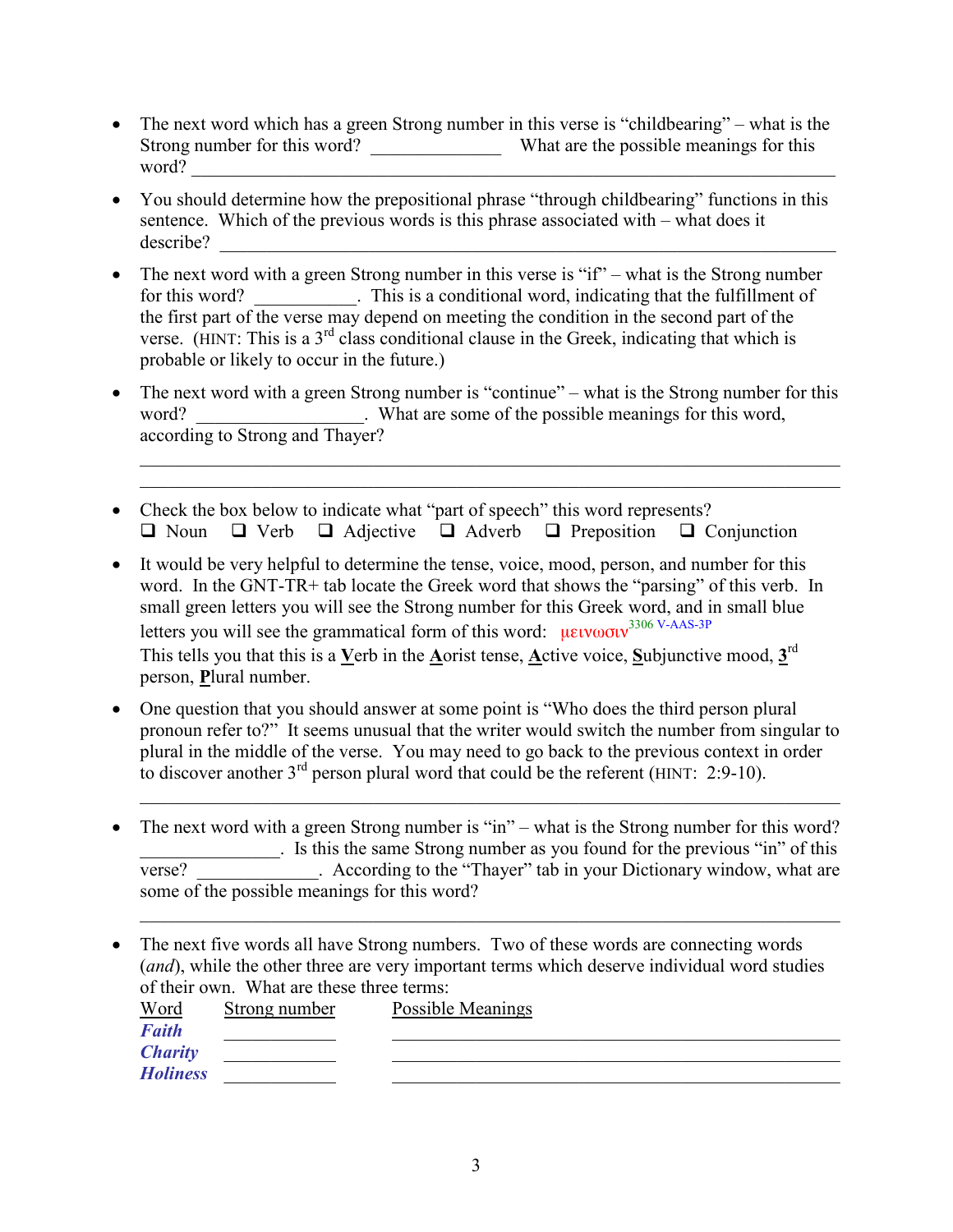- The next word which has a green Strong number in this verse is "childbearing" – what is the Strong number for this word? ______________ What are the possible meanings for this word? ____________________________________________________________________

- You should determine how the prepositional phrase "through childbearing" functions in this sentence. Which of the previous words is this phrase associated with – what does it describe? ____________________________________________________________________

- The next word with a green Strong number in this verse is "if" – what is the Strong number for this word? ___________. This is a conditional word, indicating that the fulfillment of the first part of the verse may depend on meeting the condition in the second part of the verse. (HINT: This is a 3rd class conditional clause in the Greek, indicating that which is probable or likely to occur in the future.)

- The next word with a green Strong number is "continue" – what is the Strong number for this word? __________________. What are some of the possible meanings for this word, according to Strong and Thayer?

  ____________________________________________________________________

  ____________________________________________________________________

- Check the box below to indicate what "part of speech" this word represents?
  ❑ Noun ❑ Verb ❑ Adjective ❑ Adverb ❑ Preposition ❑ Conjunction

- It would be very helpful to determine the tense, voice, mood, person, and number for this word. In the GNT-TR+ tab locate the Greek word that shows the "parsing" of this verb. In small green letters you will see the Strong number for this Greek word, and in small blue letters you will see the grammatical form of this word: μεινωσιν 3306 V-AAS-3P
  This tells you that this is a **V**erb in the **A**orist tense, **A**ctive voice, **S**ubjunctive mood, **3**rd person, **P**lural number.

- One question that you should answer at some point is "Who does the third person plural pronoun refer to?" It seems unusual that the writer would switch the number from singular to plural in the middle of the verse. You may need to go back to the previous context in order to discover another 3rd person plural word that could be the referent (HINT: 2:9-10).

  ____________________________________________________________________

- The next word with a green Strong number is "in" – what is the Strong number for this word? _______________. Is this the same Strong number as you found for the previous "in" of this verse? _____________. According to the "Thayer" tab in your Dictionary window, what are some of the possible meanings for this word?

  ____________________________________________________________________

- The next five words all have Strong numbers. Two of these words are connecting words (*and*), while the other three are very important terms which deserve individual word studies of their own. What are these three terms:

| Word | Strong number | Possible Meanings |
|---|---|---|
| ***Faith*** | ____________ | ________________________________________ |
| ***Charity*** | ____________ | ________________________________________ |
| ***Holiness*** | ____________ | ________________________________________ |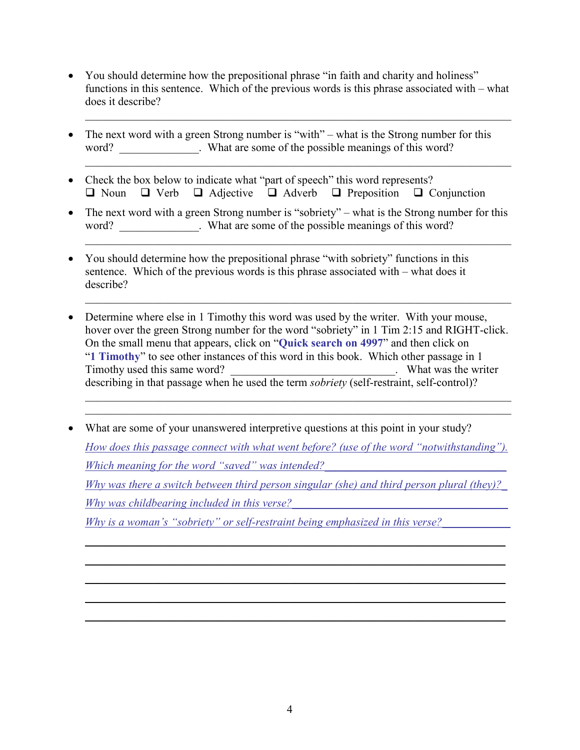- You should determine how the prepositional phrase "in faith and charity and holiness" functions in this sentence. Which of the previous words is this phrase associated with – what does it describe?

  ___________________________________________________________________________

- The next word with a green Strong number is "with" – what is the Strong number for this word? ______________. What are some of the possible meanings of this word?

  ___________________________________________________________________________

- Check the box below to indicate what "part of speech" this word represents?
  ❑ Noun ❑ Verb ❑ Adjective ❑ Adverb ❑ Preposition ❑ Conjunction

- The next word with a green Strong number is "sobriety" – what is the Strong number for this word? ______________. What are some of the possible meanings of this word?

  ___________________________________________________________________________

- You should determine how the prepositional phrase "with sobriety" functions in this sentence. Which of the previous words is this phrase associated with – what does it describe?

  ___________________________________________________________________________

- Determine where else in 1 Timothy this word was used by the writer. With your mouse, hover over the green Strong number for the word "sobriety" in 1 Tim 2:15 and RIGHT-click. On the small menu that appears, click on "**Quick search on 4997**" and then click on "**1 Timothy**" to see other instances of this word in this book. Which other passage in 1 Timothy used this same word? ______________________________. What was the writer describing in that passage when he used the term *sobriety* (self-restraint, self-control)?

  ___________________________________________________________________________

  ___________________________________________________________________________

- What are some of your unanswered interpretive questions at this point in your study?

  *How does this passage connect with what went before? (use of the word "notwithstanding").*

  *Which meaning for the word "saved" was intended?*

  *Why was there a switch between third person singular (she) and third person plural (they)?*

  *Why was childbearing included in this verse?*

  *Why is a woman's "sobriety" or self-restraint being emphasized in this verse?*

  ___________________________________________________________________________

  ___________________________________________________________________________

  ___________________________________________________________________________

  ___________________________________________________________________________

  ___________________________________________________________________________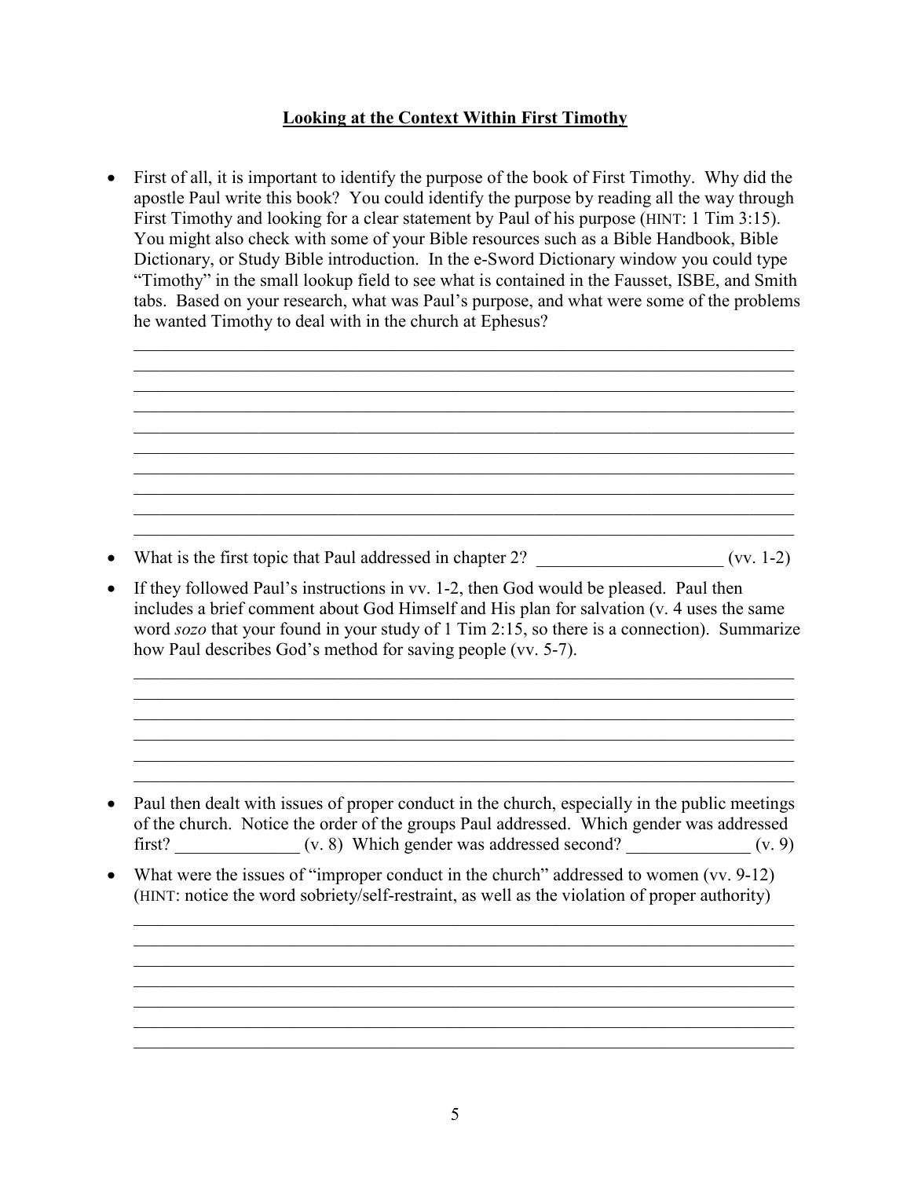## Looking at the Context Within First Timothy

- First of all, it is important to identify the purpose of the book of First Timothy. Why did the apostle Paul write this book? You could identify the purpose by reading all the way through First Timothy and looking for a clear statement by Paul of his purpose (HINT: 1 Tim 3:15). You might also check with some of your Bible resources such as a Bible Handbook, Bible Dictionary, or Study Bible introduction. In the e-Sword Dictionary window you could type "Timothy" in the small lookup field to see what is contained in the Fausset, ISBE, and Smith tabs. Based on your research, what was Paul's purpose, and what were some of the problems he wanted Timothy to deal with in the church at Ephesus?

  ____________________________________________________________________________
  ____________________________________________________________________________
  ____________________________________________________________________________
  ____________________________________________________________________________
  ____________________________________________________________________________
  ____________________________________________________________________________
  ____________________________________________________________________________
  ____________________________________________________________________________
  ____________________________________________________________________________
  ____________________________________________________________________________

- What is the first topic that Paul addressed in chapter 2? _____________________ (vv. 1-2)

- If they followed Paul's instructions in vv. 1-2, then God would be pleased. Paul then includes a brief comment about God Himself and His plan for salvation (v. 4 uses the same word *sozo* that your found in your study of 1 Tim 2:15, so there is a connection). Summarize how Paul describes God's method for saving people (vv. 5-7).

  ____________________________________________________________________________
  ____________________________________________________________________________
  ____________________________________________________________________________
  ____________________________________________________________________________
  ____________________________________________________________________________
  ____________________________________________________________________________

- Paul then dealt with issues of proper conduct in the church, especially in the public meetings of the church. Notice the order of the groups Paul addressed. Which gender was addressed first? ______________ (v. 8) Which gender was addressed second? ______________ (v. 9)

- What were the issues of "improper conduct in the church" addressed to women (vv. 9-12) (HINT: notice the word sobriety/self-restraint, as well as the violation of proper authority)

  ____________________________________________________________________________
  ____________________________________________________________________________
  ____________________________________________________________________________
  ____________________________________________________________________________
  ____________________________________________________________________________
  ____________________________________________________________________________
  ____________________________________________________________________________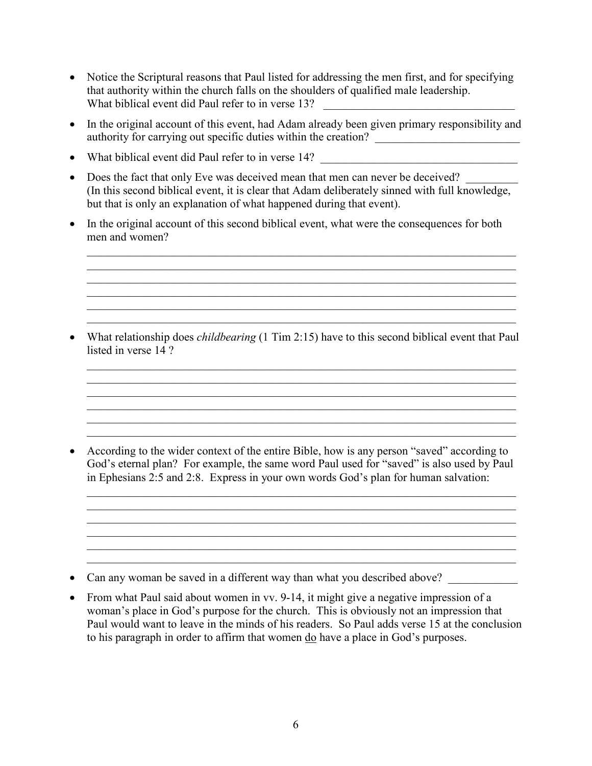- Notice the Scriptural reasons that Paul listed for addressing the men first, and for specifying that authority within the church falls on the shoulders of qualified male leadership. What biblical event did Paul refer to in verse 13? ________________________________

- In the original account of this event, had Adam already been given primary responsibility and authority for carrying out specific duties within the creation? ________________________

- What biblical event did Paul refer to in verse 14? ________________________________

- Does the fact that only Eve was deceived mean that men can never be deceived? ________ (In this second biblical event, it is clear that Adam deliberately sinned with full knowledge, but that is only an explanation of what happened during that event).

- In the original account of this second biblical event, what were the consequences for both men and women?

______________________________________________________________________
______________________________________________________________________
______________________________________________________________________
______________________________________________________________________
______________________________________________________________________
______________________________________________________________________

- What relationship does *childbearing* (1 Tim 2:15) have to this second biblical event that Paul listed in verse 14 ?

______________________________________________________________________
______________________________________________________________________
______________________________________________________________________
______________________________________________________________________
______________________________________________________________________
______________________________________________________________________

- According to the wider context of the entire Bible, how is any person "saved" according to God's eternal plan? For example, the same word Paul used for "saved" is also used by Paul in Ephesians 2:5 and 2:8. Express in your own words God's plan for human salvation:

______________________________________________________________________
______________________________________________________________________
______________________________________________________________________
______________________________________________________________________
______________________________________________________________________
______________________________________________________________________

- Can any woman be saved in a different way than what you described above? ___________

- From what Paul said about women in vv. 9-14, it might give a negative impression of a woman's place in God's purpose for the church. This is obviously not an impression that Paul would want to leave in the minds of his readers. So Paul adds verse 15 at the conclusion to his paragraph in order to affirm that women <u>do</u> have a place in God's purposes.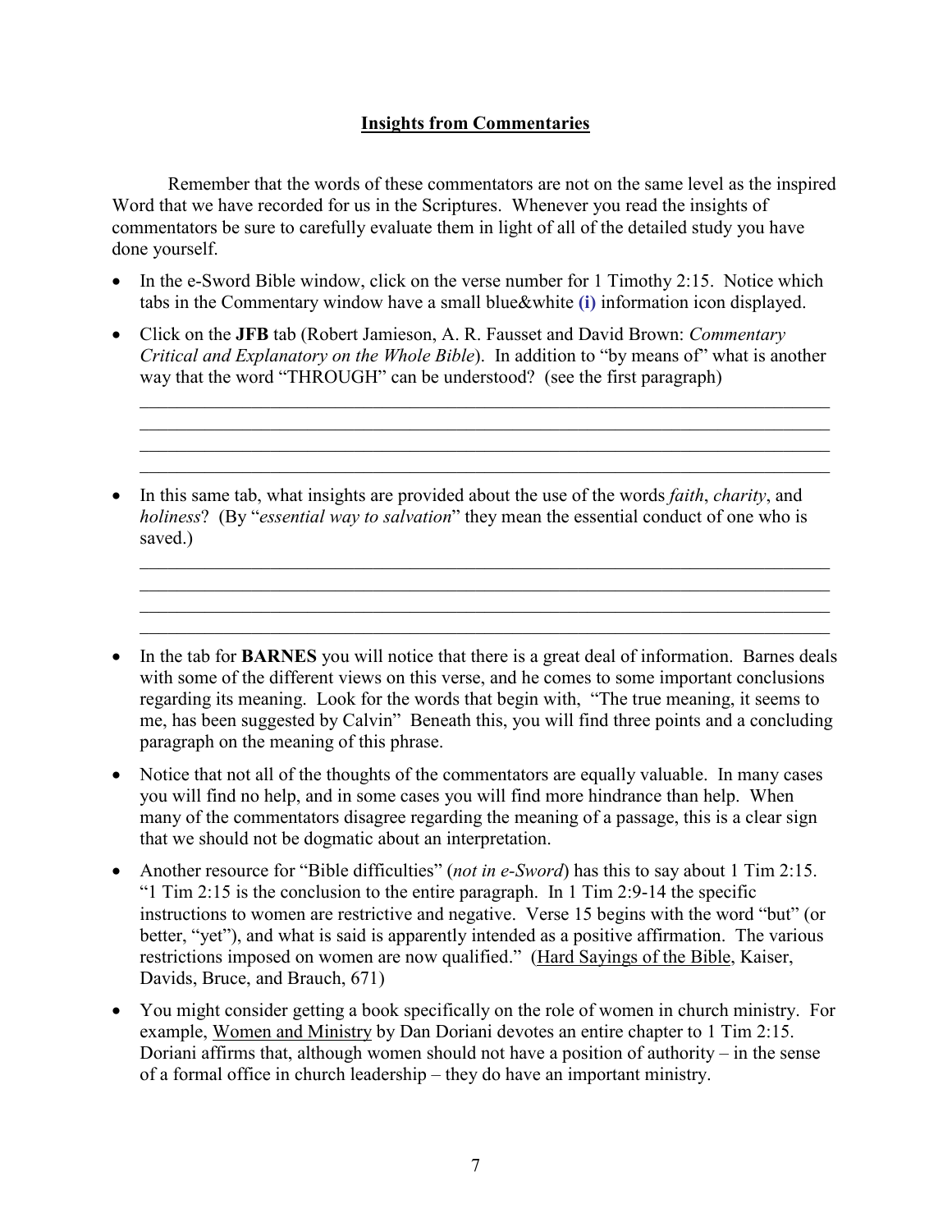## Insights from Commentaries

Remember that the words of these commentators are not on the same level as the inspired Word that we have recorded for us in the Scriptures. Whenever you read the insights of commentators be sure to carefully evaluate them in light of all of the detailed study you have done yourself.

- In the e-Sword Bible window, click on the verse number for 1 Timothy 2:15. Notice which tabs in the Commentary window have a small blue&white **(i)** information icon displayed.
- Click on the **JFB** tab (Robert Jamieson, A. R. Fausset and David Brown: *Commentary Critical and Explanatory on the Whole Bible*). In addition to "by means of" what is another way that the word "THROUGH" can be understood? (see the first paragraph)

  \_\_\_\_\_\_\_\_\_\_\_\_\_\_\_\_\_\_\_\_\_\_\_\_\_\_\_\_\_\_\_\_\_\_\_\_\_\_\_\_\_\_\_\_\_\_\_\_\_\_\_\_\_\_\_\_\_\_\_\_\_\_\_\_\_\_\_\_
  \_\_\_\_\_\_\_\_\_\_\_\_\_\_\_\_\_\_\_\_\_\_\_\_\_\_\_\_\_\_\_\_\_\_\_\_\_\_\_\_\_\_\_\_\_\_\_\_\_\_\_\_\_\_\_\_\_\_\_\_\_\_\_\_\_\_\_\_
  \_\_\_\_\_\_\_\_\_\_\_\_\_\_\_\_\_\_\_\_\_\_\_\_\_\_\_\_\_\_\_\_\_\_\_\_\_\_\_\_\_\_\_\_\_\_\_\_\_\_\_\_\_\_\_\_\_\_\_\_\_\_\_\_\_\_\_\_
  \_\_\_\_\_\_\_\_\_\_\_\_\_\_\_\_\_\_\_\_\_\_\_\_\_\_\_\_\_\_\_\_\_\_\_\_\_\_\_\_\_\_\_\_\_\_\_\_\_\_\_\_\_\_\_\_\_\_\_\_\_\_\_\_\_\_\_\_

- In this same tab, what insights are provided about the use of the words *faith*, *charity*, and *holiness*? (By "*essential way to salvation*" they mean the essential conduct of one who is saved.)

  \_\_\_\_\_\_\_\_\_\_\_\_\_\_\_\_\_\_\_\_\_\_\_\_\_\_\_\_\_\_\_\_\_\_\_\_\_\_\_\_\_\_\_\_\_\_\_\_\_\_\_\_\_\_\_\_\_\_\_\_\_\_\_\_\_\_\_\_
  \_\_\_\_\_\_\_\_\_\_\_\_\_\_\_\_\_\_\_\_\_\_\_\_\_\_\_\_\_\_\_\_\_\_\_\_\_\_\_\_\_\_\_\_\_\_\_\_\_\_\_\_\_\_\_\_\_\_\_\_\_\_\_\_\_\_\_\_
  \_\_\_\_\_\_\_\_\_\_\_\_\_\_\_\_\_\_\_\_\_\_\_\_\_\_\_\_\_\_\_\_\_\_\_\_\_\_\_\_\_\_\_\_\_\_\_\_\_\_\_\_\_\_\_\_\_\_\_\_\_\_\_\_\_\_\_\_
  \_\_\_\_\_\_\_\_\_\_\_\_\_\_\_\_\_\_\_\_\_\_\_\_\_\_\_\_\_\_\_\_\_\_\_\_\_\_\_\_\_\_\_\_\_\_\_\_\_\_\_\_\_\_\_\_\_\_\_\_\_\_\_\_\_\_\_\_

- In the tab for **BARNES** you will notice that there is a great deal of information. Barnes deals with some of the different views on this verse, and he comes to some important conclusions regarding its meaning. Look for the words that begin with, "The true meaning, it seems to me, has been suggested by Calvin" Beneath this, you will find three points and a concluding paragraph on the meaning of this phrase.
- Notice that not all of the thoughts of the commentators are equally valuable. In many cases you will find no help, and in some cases you will find more hindrance than help. When many of the commentators disagree regarding the meaning of a passage, this is a clear sign that we should not be dogmatic about an interpretation.
- Another resource for "Bible difficulties" (*not in e-Sword*) has this to say about 1 Tim 2:15. "1 Tim 2:15 is the conclusion to the entire paragraph. In 1 Tim 2:9-14 the specific instructions to women are restrictive and negative. Verse 15 begins with the word "but" (or better, "yet"), and what is said is apparently intended as a positive affirmation. The various restrictions imposed on women are now qualified." (<u>Hard Sayings of the Bible</u>, Kaiser, Davids, Bruce, and Brauch, 671)
- You might consider getting a book specifically on the role of women in church ministry. For example, <u>Women and Ministry</u> by Dan Doriani devotes an entire chapter to 1 Tim 2:15. Doriani affirms that, although women should not have a position of authority – in the sense of a formal office in church leadership – they do have an important ministry.